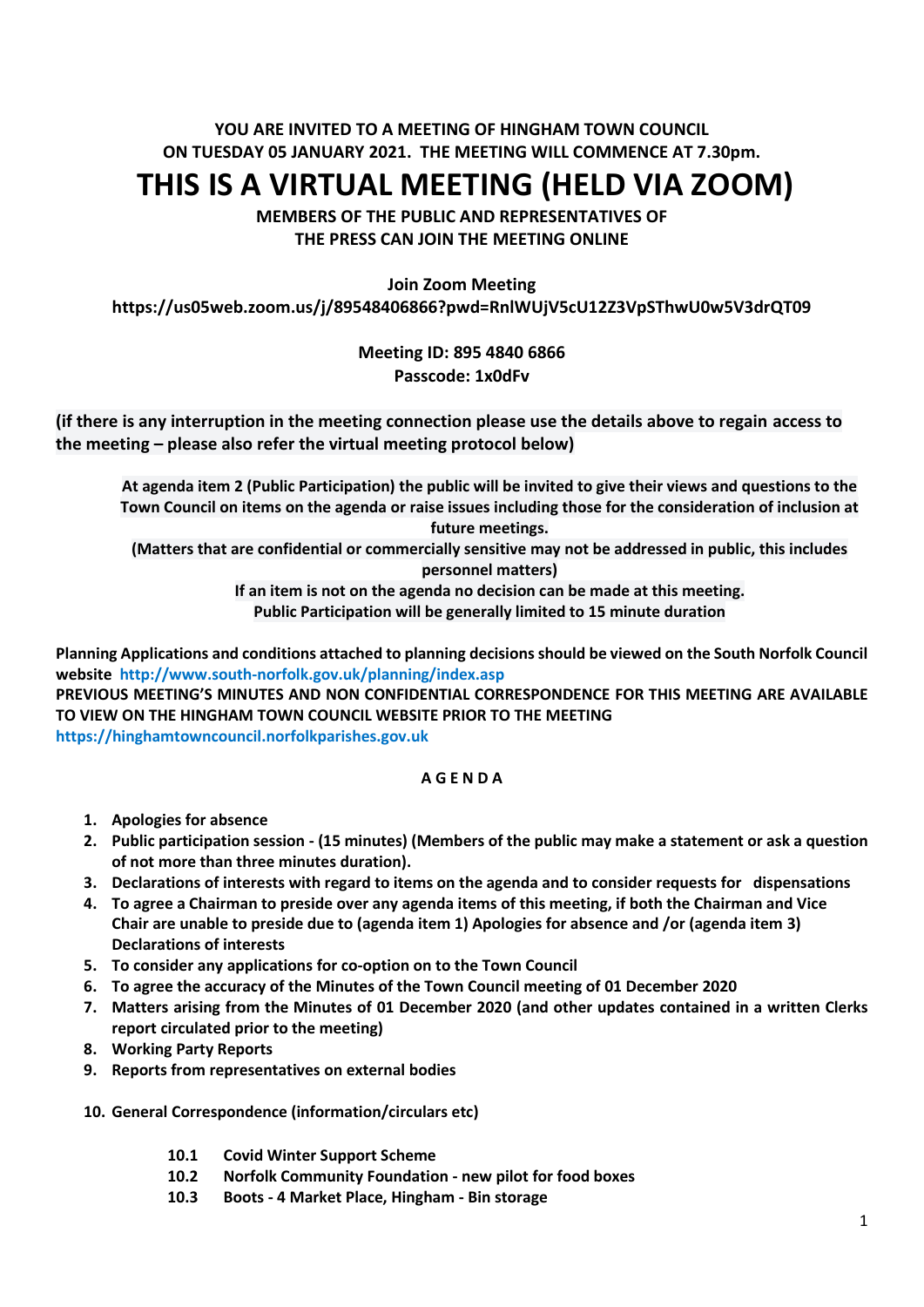**YOU ARE INVITED TO A MEETING OF HINGHAM TOWN COUNCIL ON TUESDAY 05 JANUARY 2021. THE MEETING WILL COMMENCE AT 7.30pm.**

# THIS IS A VIRTUAL MEETING (HELD VIA ZOOM)

**MEMBERS OF THE PUBLIC AND REPRESENTATIVES OF THE PRESS CAN JOIN THE MEETING ONLINE**

**Join Zoom Meeting**
**https://us05web.zoom.us/j/89548406866?pwd=RnlWUjV5cU12Z3VpSThwU0w5V3drQT09**

**Meeting ID: 895 4840 6866**
**Passcode: 1x0dFv**

**(if there is any interruption in the meeting connection please use the details above to regain access to the meeting – please also refer the virtual meeting protocol below)**

**At agenda item 2 (Public Participation) the public will be invited to give their views and questions to the Town Council on items on the agenda or raise issues including those for the consideration of inclusion at future meetings.**
**(Matters that are confidential or commercially sensitive may not be addressed in public, this includes personnel matters)**
**If an item is not on the agenda no decision can be made at this meeting.**
**Public Participation will be generally limited to 15 minute duration**

**Planning Applications and conditions attached to planning decisions should be viewed on the South Norfolk Council website** **http://www.south-norfolk.gov.uk/planning/index.asp**
**PREVIOUS MEETING'S MINUTES AND NON CONFIDENTIAL CORRESPONDENCE FOR THIS MEETING ARE AVAILABLE TO VIEW ON THE HINGHAM TOWN COUNCIL WEBSITE PRIOR TO THE MEETING**
**https://hinghamtowncouncil.norfolkparishes.gov.uk**

## A G E N D A

1. **Apologies for absence**
2. **Public participation session - (15 minutes) (Members of the public may make a statement or ask a question of not more than three minutes duration).**
3. **Declarations of interests with regard to items on the agenda and to consider requests for dispensations**
4. **To agree a Chairman to preside over any agenda items of this meeting, if both the Chairman and Vice Chair are unable to preside due to (agenda item 1) Apologies for absence and /or (agenda item 3) Declarations of interests**
5. **To consider any applications for co-option on to the Town Council**
6. **To agree the accuracy of the Minutes of the Town Council meeting of 01 December 2020**
7. **Matters arising from the Minutes of 01 December 2020 (and other updates contained in a written Clerks report circulated prior to the meeting)**
8. **Working Party Reports**
9. **Reports from representatives on external bodies**
10. **General Correspondence (information/circulars etc)**
    - **10.1 Covid Winter Support Scheme**
    - **10.2 Norfolk Community Foundation - new pilot for food boxes**
    - **10.3 Boots - 4 Market Place, Hingham - Bin storage**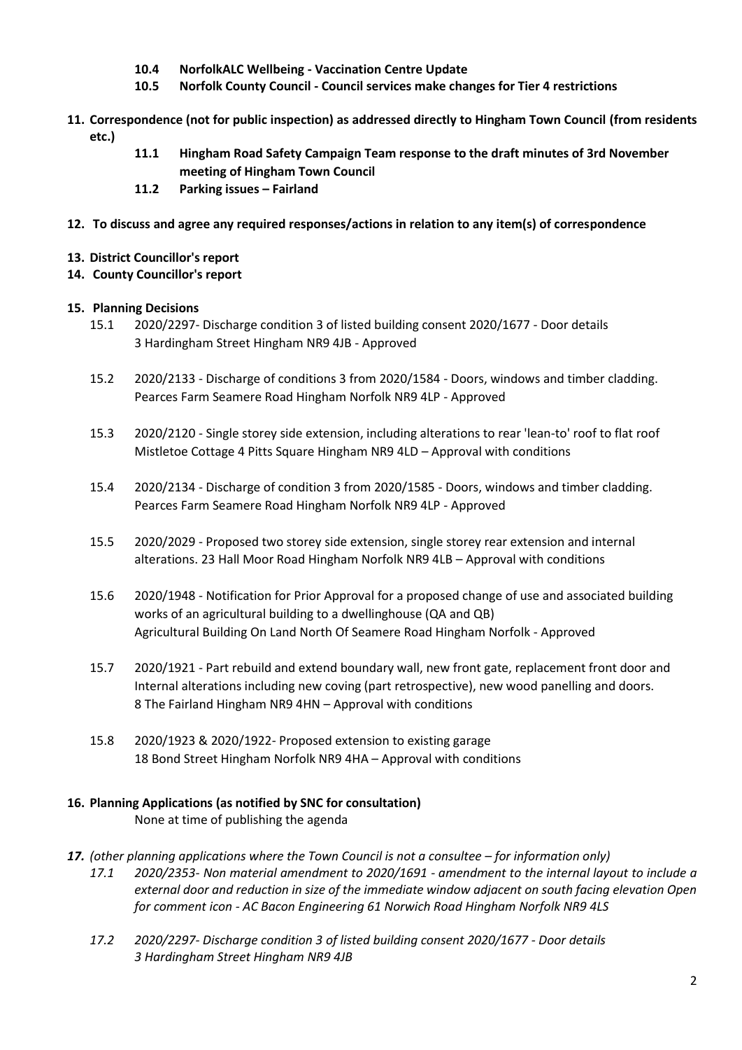**10.4 NorfolkALC Wellbeing - Vaccination Centre Update**

**10.5 Norfolk County Council - Council services make changes for Tier 4 restrictions**

**11. Correspondence (not for public inspection) as addressed directly to Hingham Town Council (from residents etc.)**

**11.1 Hingham Road Safety Campaign Team response to the draft minutes of 3rd November meeting of Hingham Town Council**

**11.2 Parking issues – Fairland**

**12. To discuss and agree any required responses/actions in relation to any item(s) of correspondence**

**13. District Councillor's report**

**14. County Councillor's report**

**15. Planning Decisions**

15.1 2020/2297- Discharge condition 3 of listed building consent 2020/1677 - Door details
3 Hardingham Street Hingham NR9 4JB - Approved

15.2 2020/2133 - Discharge of conditions 3 from 2020/1584 - Doors, windows and timber cladding.
Pearces Farm Seamere Road Hingham Norfolk NR9 4LP - Approved

15.3 2020/2120 - Single storey side extension, including alterations to rear 'lean-to' roof to flat roof
Mistletoe Cottage 4 Pitts Square Hingham NR9 4LD – Approval with conditions

15.4 2020/2134 - Discharge of condition 3 from 2020/1585 - Doors, windows and timber cladding.
Pearces Farm Seamere Road Hingham Norfolk NR9 4LP - Approved

15.5 2020/2029 - Proposed two storey side extension, single storey rear extension and internal alterations. 23 Hall Moor Road Hingham Norfolk NR9 4LB – Approval with conditions

15.6 2020/1948 - Notification for Prior Approval for a proposed change of use and associated building works of an agricultural building to a dwellinghouse (QA and QB)
Agricultural Building On Land North Of Seamere Road Hingham Norfolk - Approved

15.7 2020/1921 - Part rebuild and extend boundary wall, new front gate, replacement front door and Internal alterations including new coving (part retrospective), new wood panelling and doors.
8 The Fairland Hingham NR9 4HN – Approval with conditions

15.8 2020/1923 & 2020/1922- Proposed extension to existing garage
18 Bond Street Hingham Norfolk NR9 4HA – Approval with conditions

**16. Planning Applications (as notified by SNC for consultation)**

None at time of publishing the agenda

***17.*** *(other planning applications where the Town Council is not a consultee – for information only)*

*17.1 2020/2353- Non material amendment to 2020/1691 - amendment to the internal layout to include a external door and reduction in size of the immediate window adjacent on south facing elevation Open for comment icon - AC Bacon Engineering 61 Norwich Road Hingham Norfolk NR9 4LS*

*17.2 2020/2297- Discharge condition 3 of listed building consent 2020/1677 - Door details*
*3 Hardingham Street Hingham NR9 4JB*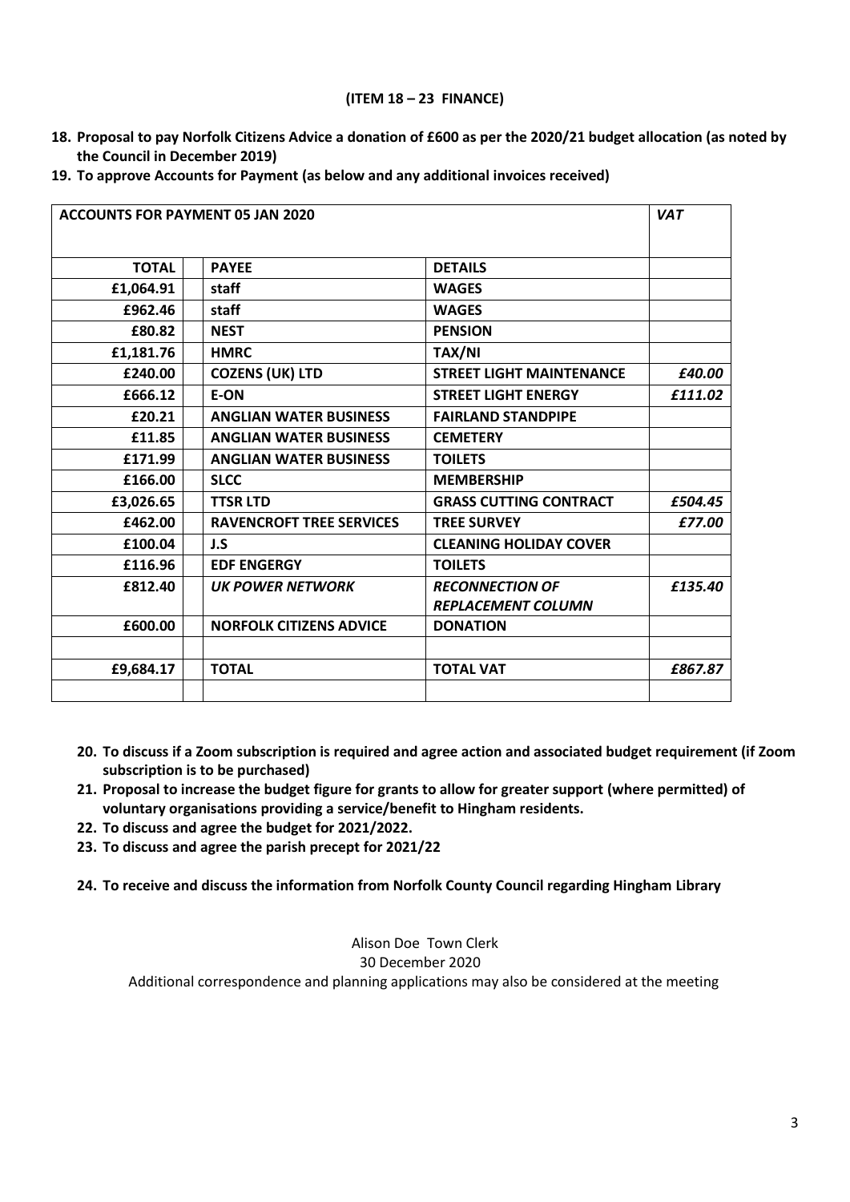**(ITEM 18 – 23 FINANCE)**

18. **Proposal to pay Norfolk Citizens Advice a donation of £600 as per the 2020/21 budget allocation (as noted by the Council in December 2019)**
19. **To approve Accounts for Payment (as below and any additional invoices received)**

| **ACCOUNTS FOR PAYMENT 05 JAN 2020** | | | | *VAT* |
|---|---|---|---|---|
| **TOTAL** | | **PAYEE** | **DETAILS** | |
| **£1,064.91** | | **staff** | **WAGES** | |
| **£962.46** | | **staff** | **WAGES** | |
| **£80.82** | | **NEST** | **PENSION** | |
| **£1,181.76** | | **HMRC** | **TAX/NI** | |
| **£240.00** | | **COZENS (UK) LTD** | **STREET LIGHT MAINTENANCE** | *£40.00* |
| **£666.12** | | **E-ON** | **STREET LIGHT ENERGY** | *£111.02* |
| **£20.21** | | **ANGLIAN WATER BUSINESS** | **FAIRLAND STANDPIPE** | |
| **£11.85** | | **ANGLIAN WATER BUSINESS** | **CEMETERY** | |
| **£171.99** | | **ANGLIAN WATER BUSINESS** | **TOILETS** | |
| **£166.00** | | **SLCC** | **MEMBERSHIP** | |
| **£3,026.65** | | **TTSR LTD** | **GRASS CUTTING CONTRACT** | *£504.45* |
| **£462.00** | | **RAVENCROFT TREE SERVICES** | **TREE SURVEY** | *£77.00* |
| **£100.04** | | **J.S** | **CLEANING HOLIDAY COVER** | |
| **£116.96** | | **EDF ENGERGY** | **TOILETS** | |
| **£812.40** | | ***UK POWER NETWORK*** | ***RECONNECTION OF REPLACEMENT COLUMN*** | *£135.40* |
| **£600.00** | | **NORFOLK CITIZENS ADVICE** | **DONATION** | |
| | | | | |
| **£9,684.17** | | **TOTAL** | **TOTAL VAT** | *£867.87* |
| | | | | |

20. **To discuss if a Zoom subscription is required and agree action and associated budget requirement (if Zoom subscription is to be purchased)**
21. **Proposal to increase the budget figure for grants to allow for greater support (where permitted) of voluntary organisations providing a service/benefit to Hingham residents.**
22. **To discuss and agree the budget for 2021/2022.**
23. **To discuss and agree the parish precept for 2021/22**

24. **To receive and discuss the information from Norfolk County Council regarding Hingham Library**

Alison Doe Town Clerk
30 December 2020
Additional correspondence and planning applications may also be considered at the meeting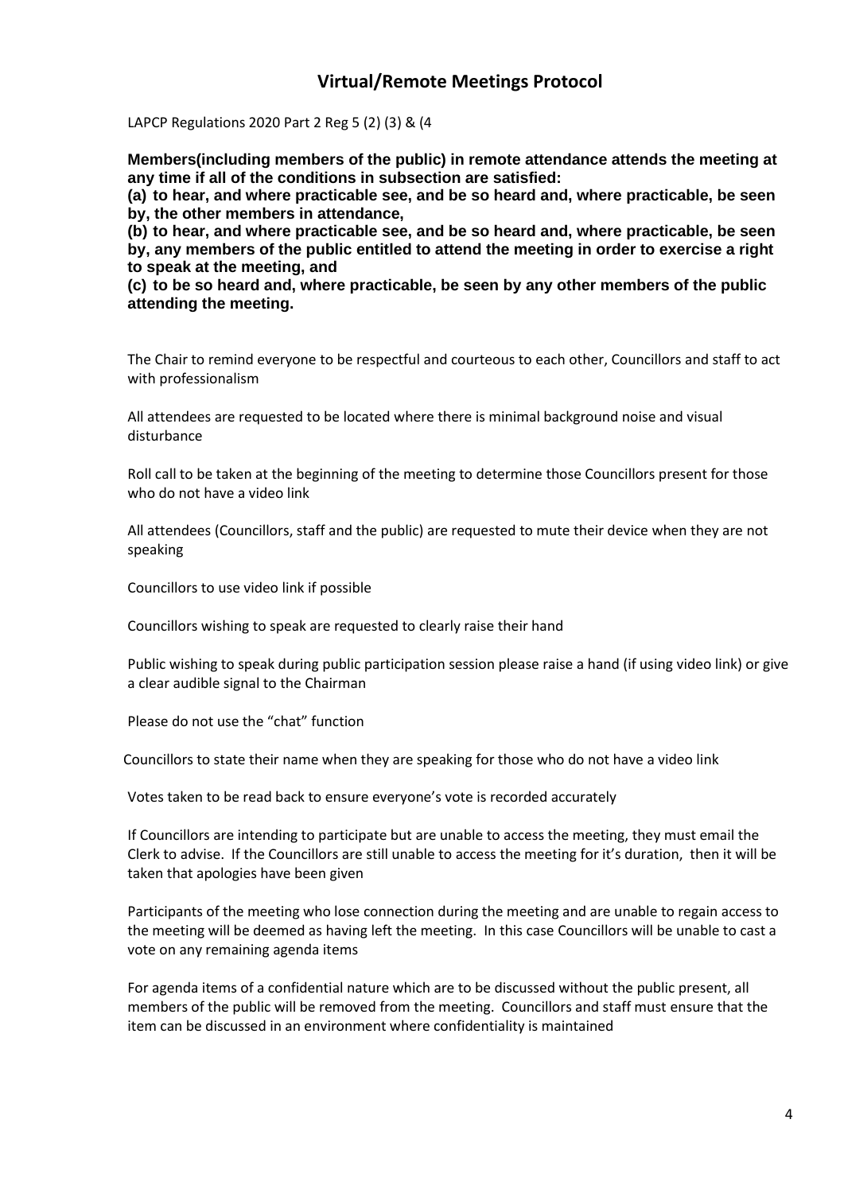# Virtual/Remote Meetings Protocol

LAPCP Regulations 2020 Part 2 Reg 5 (2) (3) & (4

**Members(including members of the public) in remote attendance attends the meeting at any time if all of the conditions in subsection are satisfied:**

**(a) to hear, and where practicable see, and be so heard and, where practicable, be seen by, the other members in attendance,**

**(b) to hear, and where practicable see, and be so heard and, where practicable, be seen by, any members of the public entitled to attend the meeting in order to exercise a right to speak at the meeting, and**

**(c) to be so heard and, where practicable, be seen by any other members of the public attending the meeting.**

The Chair to remind everyone to be respectful and courteous to each other, Councillors and staff to act with professionalism

All attendees are requested to be located where there is minimal background noise and visual disturbance

Roll call to be taken at the beginning of the meeting to determine those Councillors present for those who do not have a video link

All attendees (Councillors, staff and the public) are requested to mute their device when they are not speaking

Councillors to use video link if possible

Councillors wishing to speak are requested to clearly raise their hand

Public wishing to speak during public participation session please raise a hand (if using video link) or give a clear audible signal to the Chairman

Please do not use the "chat" function

Councillors to state their name when they are speaking for those who do not have a video link

Votes taken to be read back to ensure everyone's vote is recorded accurately

If Councillors are intending to participate but are unable to access the meeting, they must email the Clerk to advise. If the Councillors are still unable to access the meeting for it's duration, then it will be taken that apologies have been given

Participants of the meeting who lose connection during the meeting and are unable to regain access to the meeting will be deemed as having left the meeting. In this case Councillors will be unable to cast a vote on any remaining agenda items

For agenda items of a confidential nature which are to be discussed without the public present, all members of the public will be removed from the meeting. Councillors and staff must ensure that the item can be discussed in an environment where confidentiality is maintained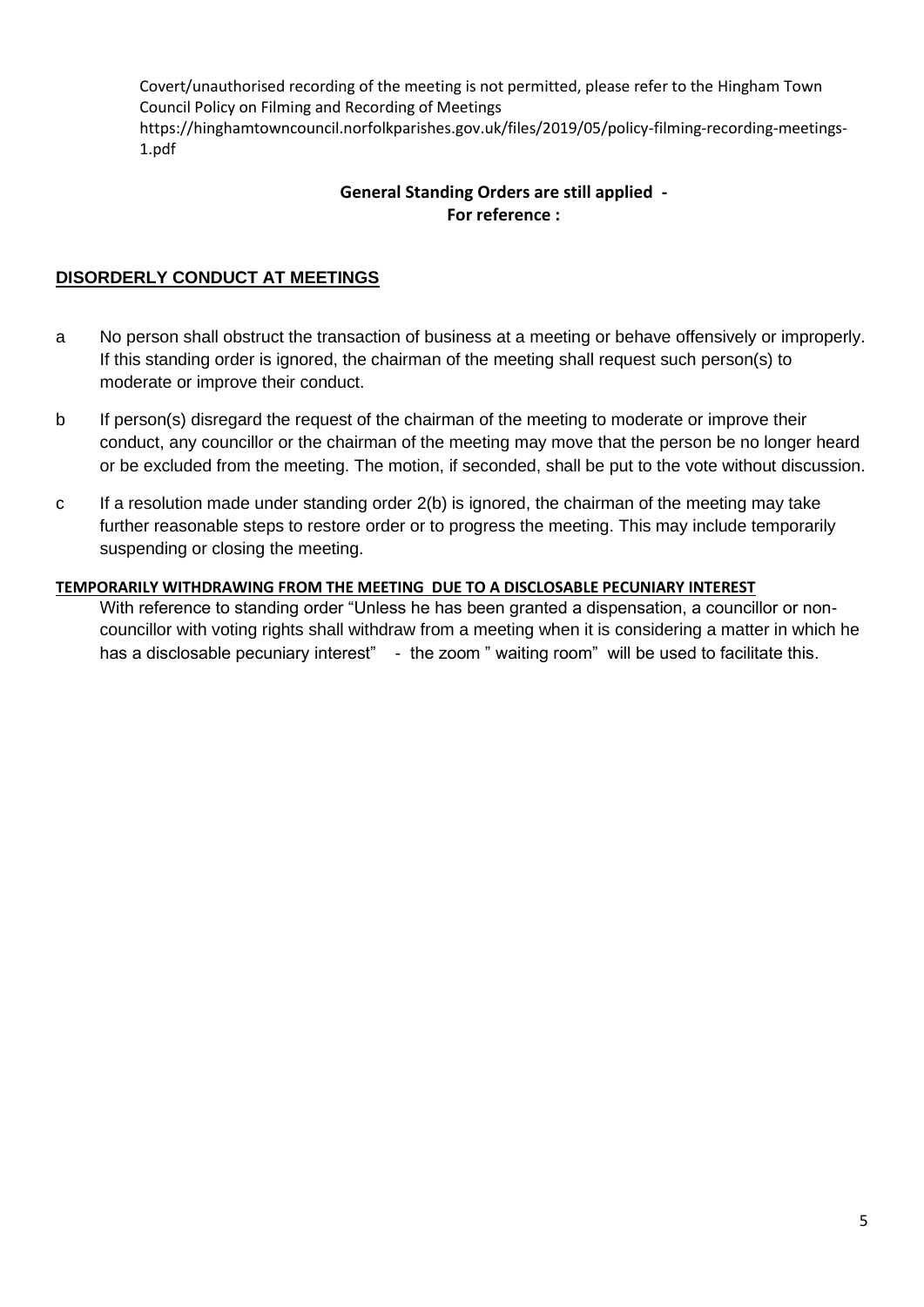Covert/unauthorised recording of the meeting is not permitted, please refer to the Hingham Town Council Policy on Filming and Recording of Meetings https://hinghamtowncouncil.norfolkparishes.gov.uk/files/2019/05/policy-filming-recording-meetings-1.pdf

**General Standing Orders are still applied -**
**For reference :**

## DISORDERLY CONDUCT AT MEETINGS

a No person shall obstruct the transaction of business at a meeting or behave offensively or improperly. If this standing order is ignored, the chairman of the meeting shall request such person(s) to moderate or improve their conduct.

b If person(s) disregard the request of the chairman of the meeting to moderate or improve their conduct, any councillor or the chairman of the meeting may move that the person be no longer heard or be excluded from the meeting. The motion, if seconded, shall be put to the vote without discussion.

c If a resolution made under standing order 2(b) is ignored, the chairman of the meeting may take further reasonable steps to restore order or to progress the meeting. This may include temporarily suspending or closing the meeting.

**TEMPORARILY WITHDRAWING FROM THE MEETING DUE TO A DISCLOSABLE PECUNIARY INTEREST**

With reference to standing order "Unless he has been granted a dispensation, a councillor or non-councillor with voting rights shall withdraw from a meeting when it is considering a matter in which he has a disclosable pecuniary interest" - the zoom " waiting room" will be used to facilitate this.